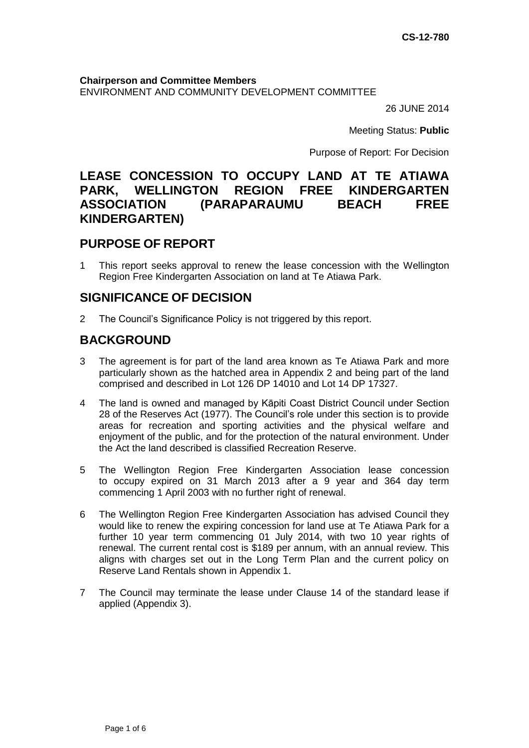CS-12-780

**Chairperson and Committee Members**
ENVIRONMENT AND COMMUNITY DEVELOPMENT COMMITTEE

26 JUNE 2014

Meeting Status: **Public**

Purpose of Report: For Decision

# LEASE CONCESSION TO OCCUPY LAND AT TE ATIAWA PARK, WELLINGTON REGION FREE KINDERGARTEN ASSOCIATION (PARAPARAUMU BEACH FREE KINDERGARTEN)

## PURPOSE OF REPORT

1 This report seeks approval to renew the lease concession with the Wellington Region Free Kindergarten Association on land at Te Atiawa Park.

## SIGNIFICANCE OF DECISION

2 The Council's Significance Policy is not triggered by this report.

## BACKGROUND

3 The agreement is for part of the land area known as Te Atiawa Park and more particularly shown as the hatched area in Appendix 2 and being part of the land comprised and described in Lot 126 DP 14010 and Lot 14 DP 17327.

4 The land is owned and managed by Kāpiti Coast District Council under Section 28 of the Reserves Act (1977). The Council's role under this section is to provide areas for recreation and sporting activities and the physical welfare and enjoyment of the public, and for the protection of the natural environment. Under the Act the land described is classified Recreation Reserve.

5 The Wellington Region Free Kindergarten Association lease concession to occupy expired on 31 March 2013 after a 9 year and 364 day term commencing 1 April 2003 with no further right of renewal.

6 The Wellington Region Free Kindergarten Association has advised Council they would like to renew the expiring concession for land use at Te Atiawa Park for a further 10 year term commencing 01 July 2014, with two 10 year rights of renewal. The current rental cost is $189 per annum, with an annual review. This aligns with charges set out in the Long Term Plan and the current policy on Reserve Land Rentals shown in Appendix 1.

7 The Council may terminate the lease under Clause 14 of the standard lease if applied (Appendix 3).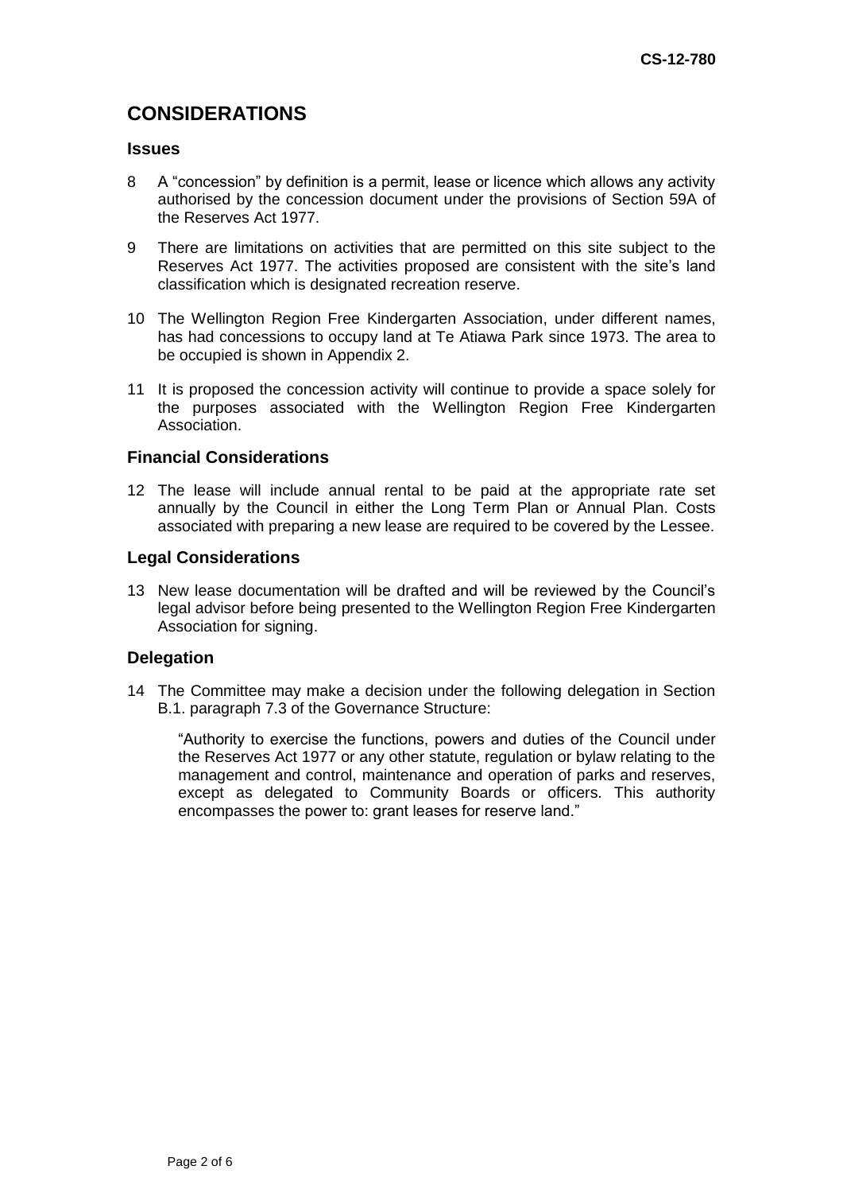# CONSIDERATIONS

## Issues

8 A "concession" by definition is a permit, lease or licence which allows any activity authorised by the concession document under the provisions of Section 59A of the Reserves Act 1977.

9 There are limitations on activities that are permitted on this site subject to the Reserves Act 1977. The activities proposed are consistent with the site's land classification which is designated recreation reserve.

10 The Wellington Region Free Kindergarten Association, under different names, has had concessions to occupy land at Te Atiawa Park since 1973. The area to be occupied is shown in Appendix 2.

11 It is proposed the concession activity will continue to provide a space solely for the purposes associated with the Wellington Region Free Kindergarten Association.

## Financial Considerations

12 The lease will include annual rental to be paid at the appropriate rate set annually by the Council in either the Long Term Plan or Annual Plan. Costs associated with preparing a new lease are required to be covered by the Lessee.

## Legal Considerations

13 New lease documentation will be drafted and will be reviewed by the Council's legal advisor before being presented to the Wellington Region Free Kindergarten Association for signing.

## Delegation

14 The Committee may make a decision under the following delegation in Section B.1. paragraph 7.3 of the Governance Structure:

> "Authority to exercise the functions, powers and duties of the Council under the Reserves Act 1977 or any other statute, regulation or bylaw relating to the management and control, maintenance and operation of parks and reserves, except as delegated to Community Boards or officers. This authority encompasses the power to: grant leases for reserve land."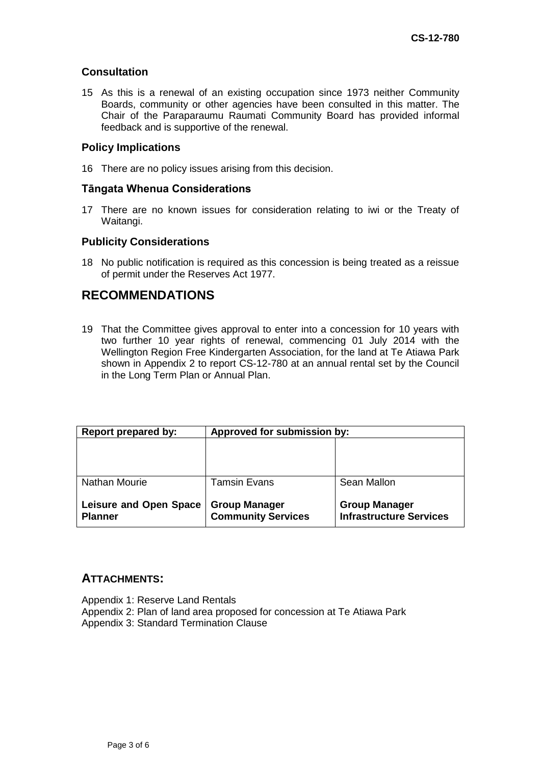### Consultation

15 As this is a renewal of an existing occupation since 1973 neither Community Boards, community or other agencies have been consulted in this matter. The Chair of the Paraparaumu Raumati Community Board has provided informal feedback and is supportive of the renewal.

### Policy Implications

16 There are no policy issues arising from this decision.

### Tāngata Whenua Considerations

17 There are no known issues for consideration relating to iwi or the Treaty of Waitangi.

### Publicity Considerations

18 No public notification is required as this concession is being treated as a reissue of permit under the Reserves Act 1977.

## RECOMMENDATIONS

19 That the Committee gives approval to enter into a concession for 10 years with two further 10 year rights of renewal, commencing 01 July 2014 with the Wellington Region Free Kindergarten Association, for the land at Te Atiawa Park shown in Appendix 2 to report CS-12-780 at an annual rental set by the Council in the Long Term Plan or Annual Plan.

| Report prepared by: | Approved for submission by: | |
|---|---|---|
| | | |
| Nathan Mourie | Tamsin Evans | Sean Mallon |
| **Leisure and Open Space Planner** | **Group Manager Community Services** | **Group Manager Infrastructure Services** |

## ATTACHMENTS:

Appendix 1: Reserve Land Rentals
Appendix 2: Plan of land area proposed for concession at Te Atiawa Park
Appendix 3: Standard Termination Clause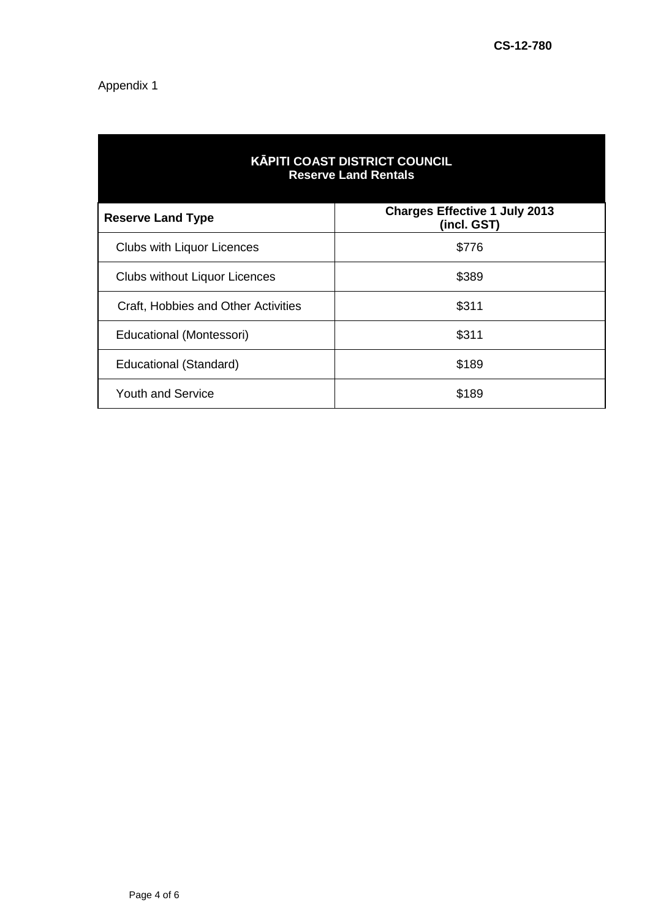Appendix 1

| KĀPITI COAST DISTRICT COUNCIL<br>Reserve Land Rentals | |
|---|---|
| **Reserve Land Type** | **Charges Effective 1 July 2013 (incl. GST)** |
| Clubs with Liquor Licences | $776 |
| Clubs without Liquor Licences | $389 |
| Craft, Hobbies and Other Activities | $311 |
| Educational (Montessori) | $311 |
| Educational (Standard) | $189 |
| Youth and Service | $189 |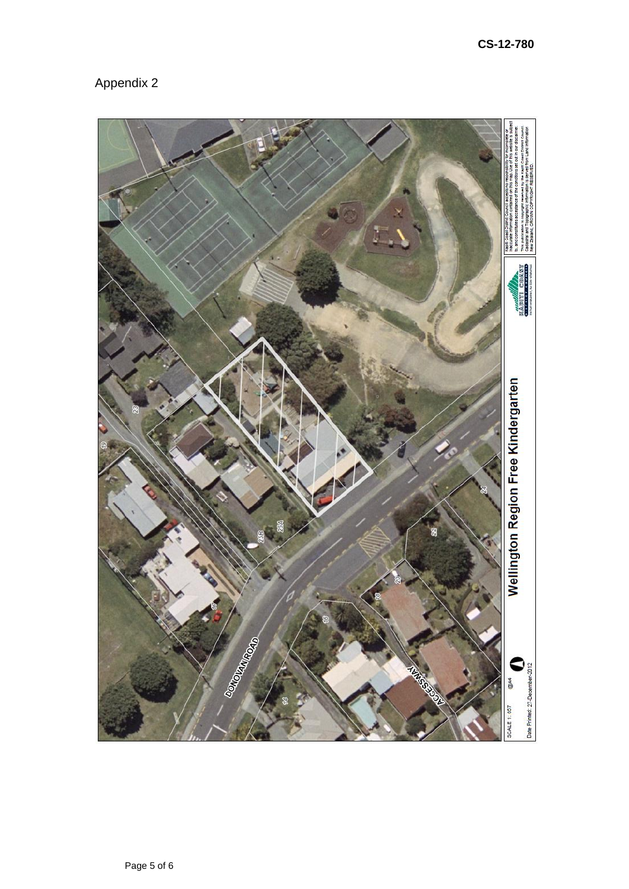CS-12-780

Appendix 2

Wellington Region Free Kindergarten

DONOVAN ROAD

ACCESSWAY

SCALE 1: 857 @A4

Date Printed: 21-December-2012

Kapiti Coast District Council accepts no responsibility for incomplete or inaccurate information contained on this map. Use of this website's is subject to, and constitutes acceptance of the conditions set out in our disclaimer. This publication is copyright reserved by the Kapiti Coast District Council. Cadastral and Topographic information is derived from Land Information New Zealand. CROWN COPYRIGHT RESERVED.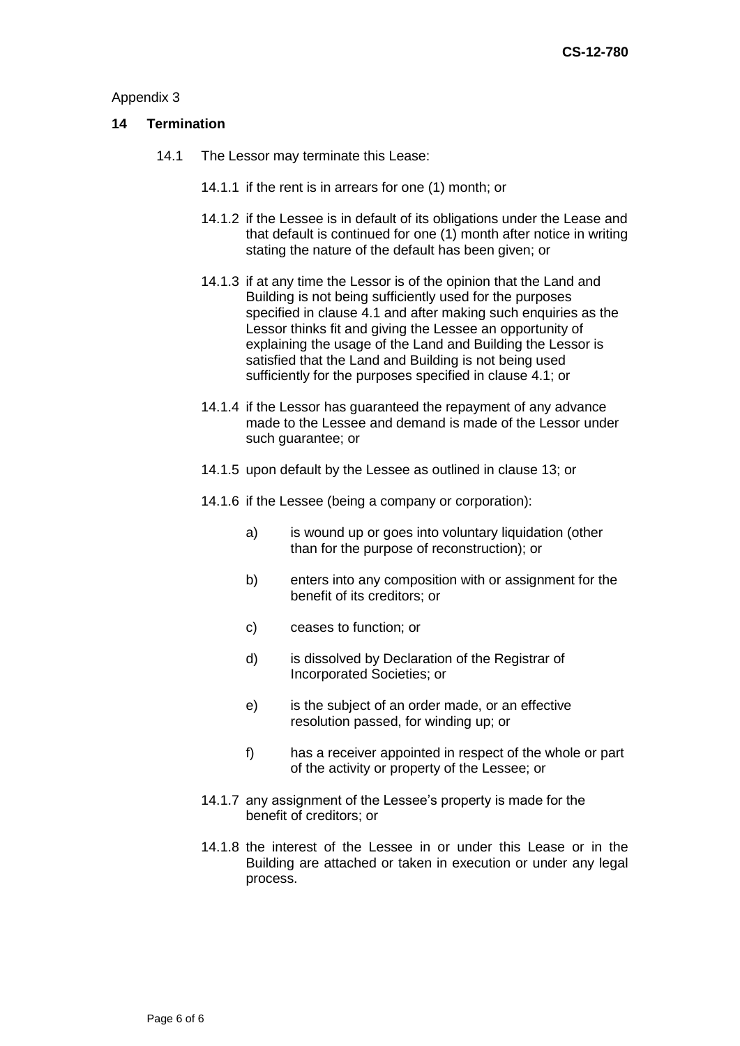CS-12-780

Appendix 3

## 14 Termination

14.1 The Lessor may terminate this Lease:

14.1.1 if the rent is in arrears for one (1) month; or

14.1.2 if the Lessee is in default of its obligations under the Lease and that default is continued for one (1) month after notice in writing stating the nature of the default has been given; or

14.1.3 if at any time the Lessor is of the opinion that the Land and Building is not being sufficiently used for the purposes specified in clause 4.1 and after making such enquiries as the Lessor thinks fit and giving the Lessee an opportunity of explaining the usage of the Land and Building the Lessor is satisfied that the Land and Building is not being used sufficiently for the purposes specified in clause 4.1; or

14.1.4 if the Lessor has guaranteed the repayment of any advance made to the Lessee and demand is made of the Lessor under such guarantee; or

14.1.5 upon default by the Lessee as outlined in clause 13; or

14.1.6 if the Lessee (being a company or corporation):

a) is wound up or goes into voluntary liquidation (other than for the purpose of reconstruction); or

b) enters into any composition with or assignment for the benefit of its creditors; or

c) ceases to function; or

d) is dissolved by Declaration of the Registrar of Incorporated Societies; or

e) is the subject of an order made, or an effective resolution passed, for winding up; or

f) has a receiver appointed in respect of the whole or part of the activity or property of the Lessee; or

14.1.7 any assignment of the Lessee's property is made for the benefit of creditors; or

14.1.8 the interest of the Lessee in or under this Lease or in the Building are attached or taken in execution or under any legal process.